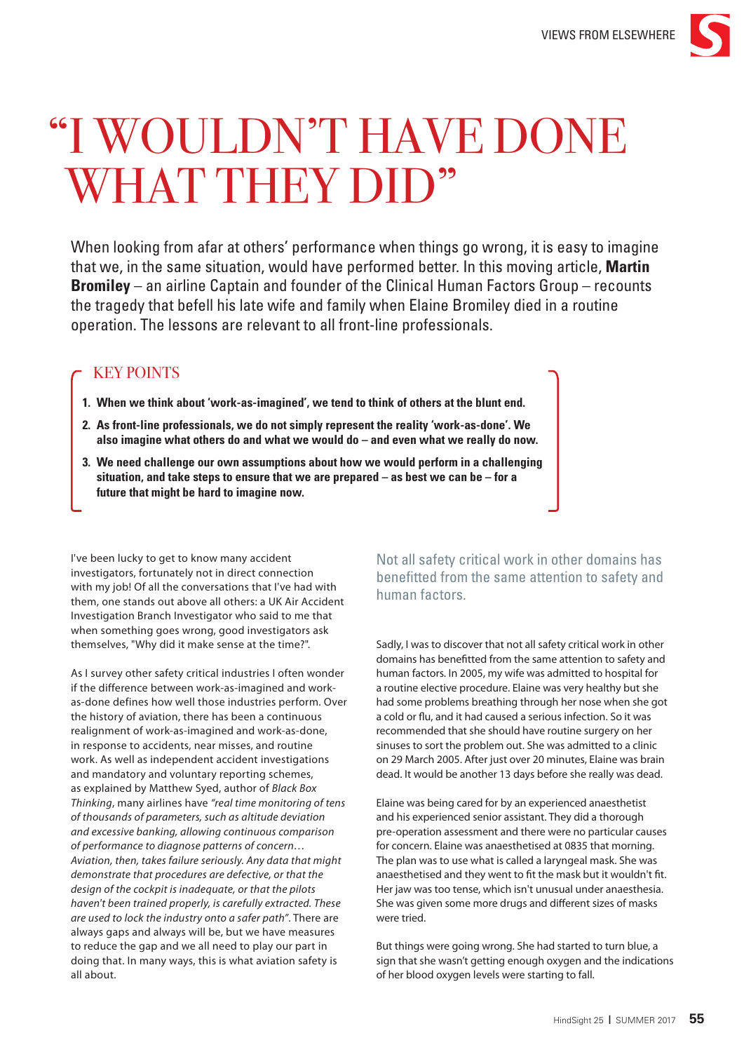# "I WOULDN'T HAVE DONE WHAT THEY DID"

When looking from afar at others' performance when things go wrong, it is easy to imagine that we, in the same situation, would have performed better. In this moving article, **Martin Bromiley** – an airline Captain and founder of the Clinical Human Factors Group – recounts the tragedy that befell his late wife and family when Elaine Bromiley died in a routine operation. The lessons are relevant to all front-line professionals.

## KEY POINTS

1. **When we think about 'work-as-imagined', we tend to think of others at the blunt end.**
2. **As front-line professionals, we do not simply represent the reality 'work-as-done'. We also imagine what others do and what we would do – and even what we really do now.**
3. **We need challenge our own assumptions about how we would perform in a challenging situation, and take steps to ensure that we are prepared – as best we can be – for a future that might be hard to imagine now.**

I've been lucky to get to know many accident investigators, fortunately not in direct connection with my job! Of all the conversations that I've had with them, one stands out above all others: a UK Air Accident Investigation Branch Investigator who said to me that when something goes wrong, good investigators ask themselves, "Why did it make sense at the time?".

As I survey other safety critical industries I often wonder if the difference between work-as-imagined and work-as-done defines how well those industries perform. Over the history of aviation, there has been a continuous realignment of work-as-imagined and work-as-done, in response to accidents, near misses, and routine work. As well as independent accident investigations and mandatory and voluntary reporting schemes, as explained by Matthew Syed, author of *Black Box Thinking*, many airlines have *"real time monitoring of tens of thousands of parameters, such as altitude deviation and excessive banking, allowing continuous comparison of performance to diagnose patterns of concern… Aviation, then, takes failure seriously. Any data that might demonstrate that procedures are defective, or that the design of the cockpit is inadequate, or that the pilots haven't been trained properly, is carefully extracted. These are used to lock the industry onto a safer path"*. There are always gaps and always will be, but we have measures to reduce the gap and we all need to play our part in doing that. In many ways, this is what aviation safety is all about.

> Not all safety critical work in other domains has benefitted from the same attention to safety and human factors.

Sadly, I was to discover that not all safety critical work in other domains has benefitted from the same attention to safety and human factors. In 2005, my wife was admitted to hospital for a routine elective procedure. Elaine was very healthy but she had some problems breathing through her nose when she got a cold or flu, and it had caused a serious infection. So it was recommended that she should have routine surgery on her sinuses to sort the problem out. She was admitted to a clinic on 29 March 2005. After just over 20 minutes, Elaine was brain dead. It would be another 13 days before she really was dead.

Elaine was being cared for by an experienced anaesthetist and his experienced senior assistant. They did a thorough pre-operation assessment and there were no particular causes for concern. Elaine was anaesthetised at 0835 that morning. The plan was to use what is called a laryngeal mask. She was anaesthetised and they went to fit the mask but it wouldn't fit. Her jaw was too tense, which isn't unusual under anaesthesia. She was given some more drugs and different sizes of masks were tried.

But things were going wrong. She had started to turn blue, a sign that she wasn't getting enough oxygen and the indications of her blood oxygen levels were starting to fall.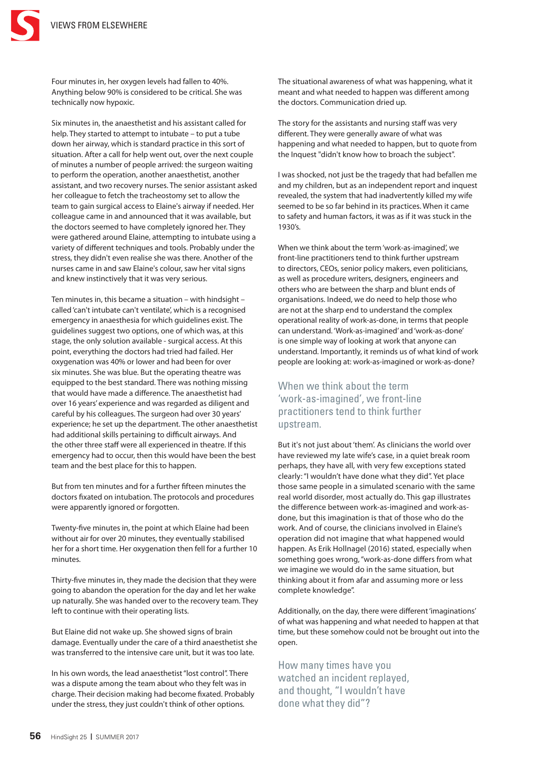Four minutes in, her oxygen levels had fallen to 40%. Anything below 90% is considered to be critical. She was technically now hypoxic.

Six minutes in, the anaesthetist and his assistant called for help. They started to attempt to intubate – to put a tube down her airway, which is standard practice in this sort of situation. After a call for help went out, over the next couple of minutes a number of people arrived: the surgeon waiting to perform the operation, another anaesthetist, another assistant, and two recovery nurses. The senior assistant asked her colleague to fetch the tracheostomy set to allow the team to gain surgical access to Elaine's airway if needed. Her colleague came in and announced that it was available, but the doctors seemed to have completely ignored her. They were gathered around Elaine, attempting to intubate using a variety of different techniques and tools. Probably under the stress, they didn't even realise she was there. Another of the nurses came in and saw Elaine's colour, saw her vital signs and knew instinctively that it was very serious.

Ten minutes in, this became a situation – with hindsight – called 'can't intubate can't ventilate', which is a recognised emergency in anaesthesia for which guidelines exist. The guidelines suggest two options, one of which was, at this stage, the only solution available - surgical access. At this point, everything the doctors had tried had failed. Her oxygenation was 40% or lower and had been for over six minutes. She was blue. But the operating theatre was equipped to the best standard. There was nothing missing that would have made a difference. The anaesthetist had over 16 years' experience and was regarded as diligent and careful by his colleagues. The surgeon had over 30 years' experience; he set up the department. The other anaesthetist had additional skills pertaining to difficult airways. And the other three staff were all experienced in theatre. If this emergency had to occur, then this would have been the best team and the best place for this to happen.

But from ten minutes and for a further fifteen minutes the doctors fixated on intubation. The protocols and procedures were apparently ignored or forgotten.

Twenty-five minutes in, the point at which Elaine had been without air for over 20 minutes, they eventually stabilised her for a short time. Her oxygenation then fell for a further 10 minutes.

Thirty-five minutes in, they made the decision that they were going to abandon the operation for the day and let her wake up naturally. She was handed over to the recovery team. They left to continue with their operating lists.

But Elaine did not wake up. She showed signs of brain damage. Eventually under the care of a third anaesthetist she was transferred to the intensive care unit, but it was too late.

In his own words, the lead anaesthetist "lost control". There was a dispute among the team about who they felt was in charge. Their decision making had become fixated. Probably under the stress, they just couldn't think of other options.

The situational awareness of what was happening, what it meant and what needed to happen was different among the doctors. Communication dried up.

The story for the assistants and nursing staff was very different. They were generally aware of what was happening and what needed to happen, but to quote from the Inquest "didn't know how to broach the subject".

I was shocked, not just be the tragedy that had befallen me and my children, but as an independent report and inquest revealed, the system that had inadvertently killed my wife seemed to be so far behind in its practices. When it came to safety and human factors, it was as if it was stuck in the 1930's.

When we think about the term 'work-as-imagined', we front-line practitioners tend to think further upstream to directors, CEOs, senior policy makers, even politicians, as well as procedure writers, designers, engineers and others who are between the sharp and blunt ends of organisations. Indeed, we do need to help those who are not at the sharp end to understand the complex operational reality of work-as-done, in terms that people can understand. 'Work-as-imagined' and 'work-as-done' is one simple way of looking at work that anyone can understand. Importantly, it reminds us of what kind of work people are looking at: work-as-imagined or work-as-done?

> When we think about the term 'work-as-imagined', we front-line practitioners tend to think further upstream.

But it's not just about 'them'. As clinicians the world over have reviewed my late wife's case, in a quiet break room perhaps, they have all, with very few exceptions stated clearly: "I wouldn't have done what they did". Yet place those same people in a simulated scenario with the same real world disorder, most actually do. This gap illustrates the difference between work-as-imagined and work-as-done, but this imagination is that of those who do the work. And of course, the clinicians involved in Elaine's operation did not imagine that what happened would happen. As Erik Hollnagel (2016) stated, especially when something goes wrong, "work-as-done differs from what we imagine we would do in the same situation, but thinking about it from afar and assuming more or less complete knowledge".

Additionally, on the day, there were different 'imaginations' of what was happening and what needed to happen at that time, but these somehow could not be brought out into the open.

> How many times have you watched an incident replayed, and thought, "I wouldn't have done what they did"?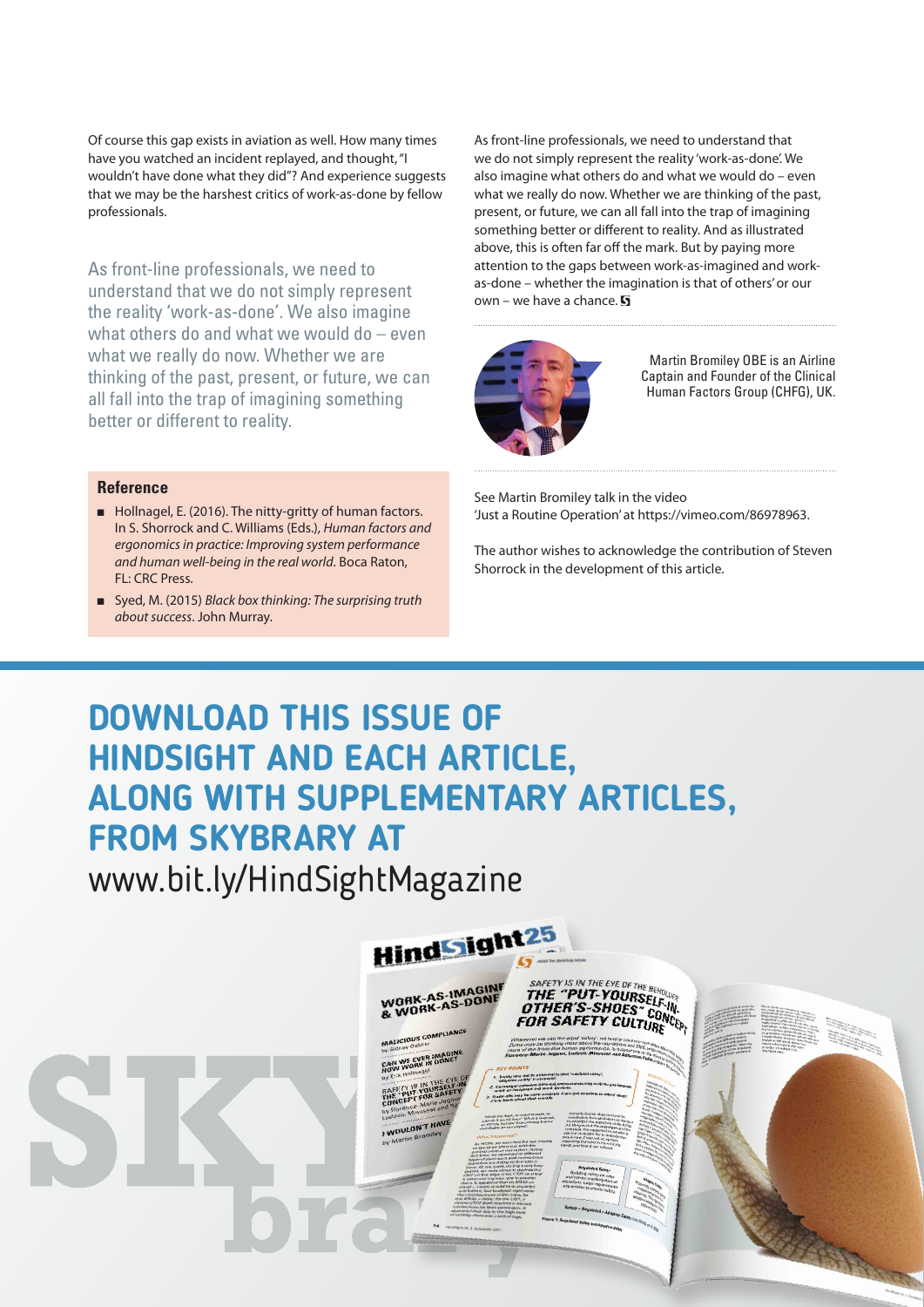Of course this gap exists in aviation as well. How many times have you watched an incident replayed, and thought, "I wouldn't have done what they did"? And experience suggests that we may be the harshest critics of work-as-done by fellow professionals.

> As front-line professionals, we need to understand that we do not simply represent the reality 'work-as-done'. We also imagine what others do and what we would do – even what we really do now. Whether we are thinking of the past, present, or future, we can all fall into the trap of imagining something better or different to reality.

### Reference

- Hollnagel, E. (2016). The nitty-gritty of human factors. In S. Shorrock and C. Williams (Eds.), *Human factors and ergonomics in practice: Improving system performance and human well-being in the real world*. Boca Raton, FL: CRC Press.
- Syed, M. (2015) *Black box thinking: The surprising truth about success*. John Murray.

As front-line professionals, we need to understand that we do not simply represent the reality 'work-as-done'. We also imagine what others do and what we would do – even what we really do now. Whether we are thinking of the past, present, or future, we can all fall into the trap of imagining something better or different to reality. And as illustrated above, this is often far off the mark. But by paying more attention to the gaps between work-as-imagined and work-as-done – whether the imagination is that of others' or our own – we have a chance.

Martin Bromiley OBE is an Airline Captain and Founder of the Clinical Human Factors Group (CHFG), UK.

See Martin Bromiley talk in the video 'Just a Routine Operation' at https://vimeo.com/86978963.

The author wishes to acknowledge the contribution of Steven Shorrock in the development of this article.

## DOWNLOAD THIS ISSUE OF HINDSIGHT AND EACH ARTICLE, ALONG WITH SUPPLEMENTARY ARTICLES, FROM SKYBRARY AT

www.bit.ly/HindSightMagazine